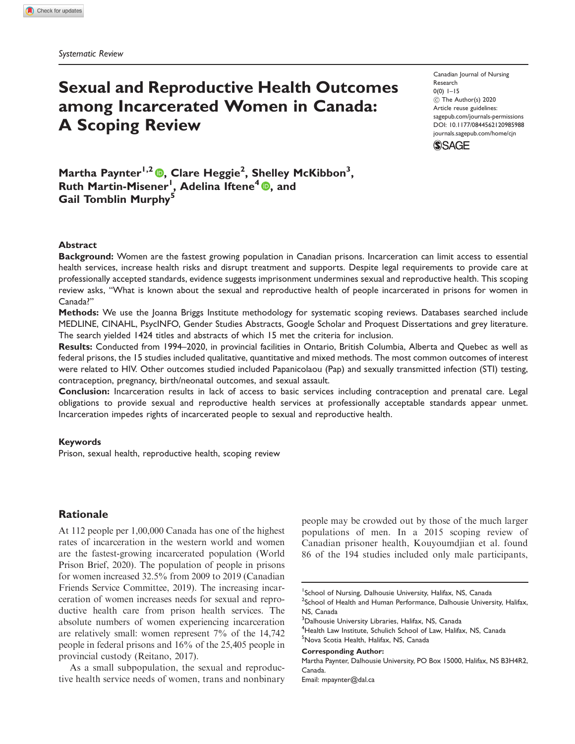*Systematic Review*

# Sexual and Reproductive Health Outcomes among Incarcerated Women in Canada: A Scoping Review

Canadian Journal of Nursing Research
0(0) 1–15
© The Author(s) 2020
Article reuse guidelines:
sagepub.com/journals-permissions
DOI: 10.1177/0844562120985988
journals.sagepub.com/home/cjn

**Martha Paynter[1,2], Clare Heggie[2], Shelley McKibbon[3], Ruth Martin-Misener[1], Adelina Iftene[4], and Gail Tomblin Murphy[5]**

## Abstract

**Background:** Women are the fastest growing population in Canadian prisons. Incarceration can limit access to essential health services, increase health risks and disrupt treatment and supports. Despite legal requirements to provide care at professionally accepted standards, evidence suggests imprisonment undermines sexual and reproductive health. This scoping review asks, "What is known about the sexual and reproductive health of people incarcerated in prisons for women in Canada?"

**Methods:** We use the Joanna Briggs Institute methodology for systematic scoping reviews. Databases searched include MEDLINE, CINAHL, PsycINFO, Gender Studies Abstracts, Google Scholar and Proquest Dissertations and grey literature. The search yielded 1424 titles and abstracts of which 15 met the criteria for inclusion.

**Results:** Conducted from 1994–2020, in provincial facilities in Ontario, British Columbia, Alberta and Quebec as well as federal prisons, the 15 studies included qualitative, quantitative and mixed methods. The most common outcomes of interest were related to HIV. Other outcomes studied included Papanicolaou (Pap) and sexually transmitted infection (STI) testing, contraception, pregnancy, birth/neonatal outcomes, and sexual assault.

**Conclusion:** Incarceration results in lack of access to basic services including contraception and prenatal care. Legal obligations to provide sexual and reproductive health services at professionally acceptable standards appear unmet. Incarceration impedes rights of incarcerated people to sexual and reproductive health.

## Keywords

Prison, sexual health, reproductive health, scoping review

## Rationale

At 112 people per 1,00,000 Canada has one of the highest rates of incarceration in the western world and women are the fastest-growing incarcerated population (World Prison Brief, 2020). The population of people in prisons for women increased 32.5% from 2009 to 2019 (Canadian Friends Service Committee, 2019). The increasing incarceration of women increases needs for sexual and reproductive health care from prison health services. The absolute numbers of women experiencing incarceration are relatively small: women represent 7% of the 14,742 people in federal prisons and 16% of the 25,405 people in provincial custody (Reitano, 2017).

As a small subpopulation, the sexual and reproductive health service needs of women, trans and nonbinary people may be crowded out by those of the much larger populations of men. In a 2015 scoping review of Canadian prisoner health, Kouyoumdjian et al. found 86 of the 194 studies included only male participants,

---

[1]School of Nursing, Dalhousie University, Halifax, NS, Canada
[2]School of Health and Human Performance, Dalhousie University, Halifax, NS, Canada
[3]Dalhousie University Libraries, Halifax, NS, Canada
[4]Health Law Institute, Schulich School of Law, Halifax, NS, Canada
[5]Nova Scotia Health, Halifax, NS, Canada

**Corresponding Author:**
Martha Paynter, Dalhousie University, PO Box 15000, Halifax, NS B3H4R2, Canada.
Email: mpaynter@dal.ca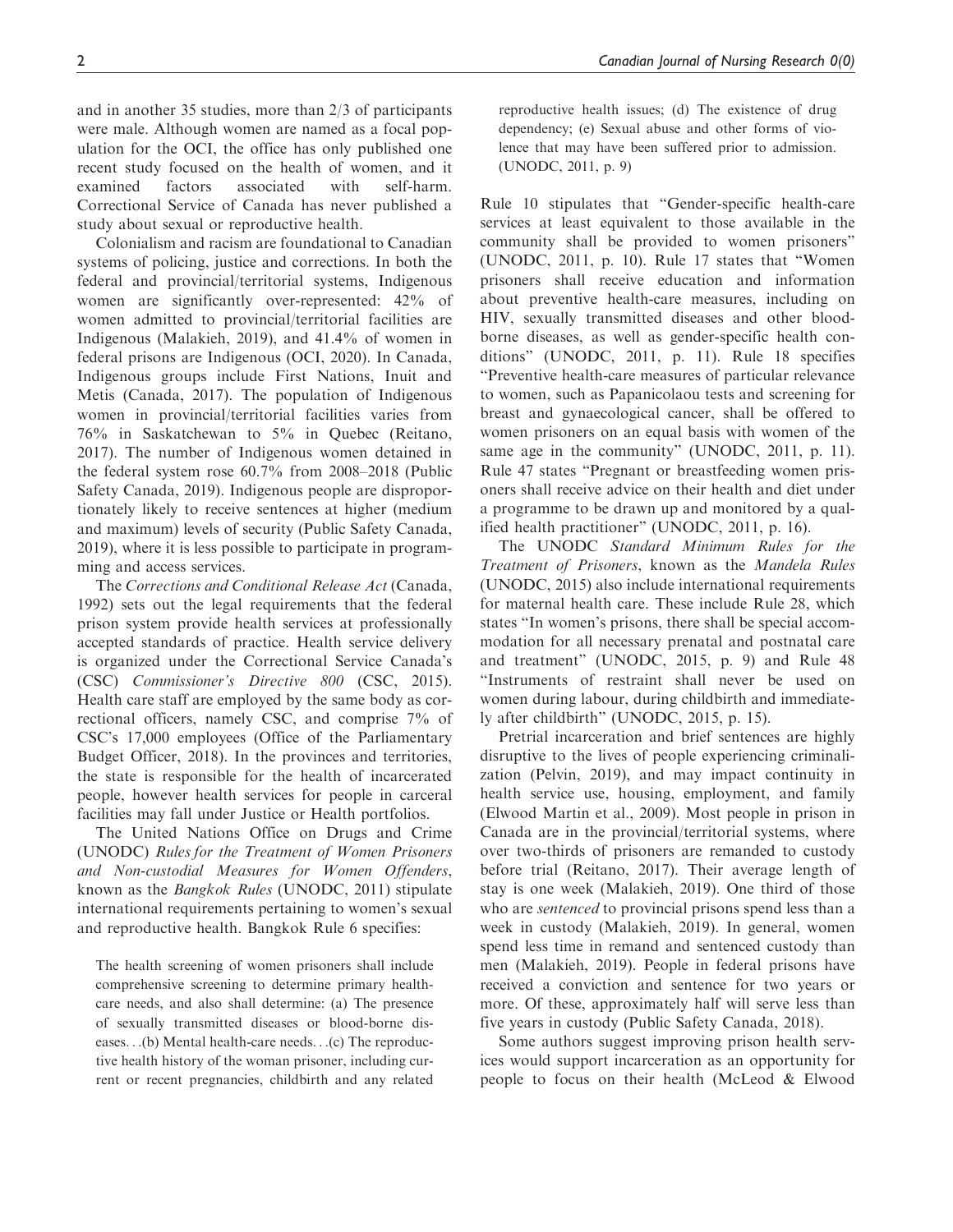and in another 35 studies, more than 2/3 of participants were male. Although women are named as a focal population for the OCI, the office has only published one recent study focused on the health of women, and it examined factors associated with self-harm. Correctional Service of Canada has never published a study about sexual or reproductive health.

Colonialism and racism are foundational to Canadian systems of policing, justice and corrections. In both the federal and provincial/territorial systems, Indigenous women are significantly over-represented: 42% of women admitted to provincial/territorial facilities are Indigenous (Malakieh, 2019), and 41.4% of women in federal prisons are Indigenous (OCI, 2020). In Canada, Indigenous groups include First Nations, Inuit and Metis (Canada, 2017). The population of Indigenous women in provincial/territorial facilities varies from 76% in Saskatchewan to 5% in Quebec (Reitano, 2017). The number of Indigenous women detained in the federal system rose 60.7% from 2008–2018 (Public Safety Canada, 2019). Indigenous people are disproportionately likely to receive sentences at higher (medium and maximum) levels of security (Public Safety Canada, 2019), where it is less possible to participate in programming and access services.

The *Corrections and Conditional Release Act* (Canada, 1992) sets out the legal requirements that the federal prison system provide health services at professionally accepted standards of practice. Health service delivery is organized under the Correctional Service Canada's (CSC) *Commissioner's Directive 800* (CSC, 2015). Health care staff are employed by the same body as correctional officers, namely CSC, and comprise 7% of CSC's 17,000 employees (Office of the Parliamentary Budget Officer, 2018). In the provinces and territories, the state is responsible for the health of incarcerated people, however health services for people in carceral facilities may fall under Justice or Health portfolios.

The United Nations Office on Drugs and Crime (UNODC) *Rules for the Treatment of Women Prisoners and Non-custodial Measures for Women Offenders*, known as the *Bangkok Rules* (UNODC, 2011) stipulate international requirements pertaining to women's sexual and reproductive health. Bangkok Rule 6 specifies:

> The health screening of women prisoners shall include comprehensive screening to determine primary health-care needs, and also shall determine: (a) The presence of sexually transmitted diseases or blood-borne diseases…(b) Mental health-care needs…(c) The reproductive health history of the woman prisoner, including current or recent pregnancies, childbirth and any related reproductive health issues; (d) The existence of drug dependency; (e) Sexual abuse and other forms of violence that may have been suffered prior to admission. (UNODC, 2011, p. 9)

Rule 10 stipulates that "Gender-specific health-care services at least equivalent to those available in the community shall be provided to women prisoners" (UNODC, 2011, p. 10). Rule 17 states that "Women prisoners shall receive education and information about preventive health-care measures, including on HIV, sexually transmitted diseases and other blood-borne diseases, as well as gender-specific health conditions" (UNODC, 2011, p. 11). Rule 18 specifies "Preventive health-care measures of particular relevance to women, such as Papanicolaou tests and screening for breast and gynaecological cancer, shall be offered to women prisoners on an equal basis with women of the same age in the community" (UNODC, 2011, p. 11). Rule 47 states "Pregnant or breastfeeding women prisoners shall receive advice on their health and diet under a programme to be drawn up and monitored by a qualified health practitioner" (UNODC, 2011, p. 16).

The UNODC *Standard Minimum Rules for the Treatment of Prisoners*, known as the *Mandela Rules* (UNODC, 2015) also include international requirements for maternal health care. These include Rule 28, which states "In women's prisons, there shall be special accommodation for all necessary prenatal and postnatal care and treatment" (UNODC, 2015, p. 9) and Rule 48 "Instruments of restraint shall never be used on women during labour, during childbirth and immediately after childbirth" (UNODC, 2015, p. 15).

Pretrial incarceration and brief sentences are highly disruptive to the lives of people experiencing criminalization (Pelvin, 2019), and may impact continuity in health service use, housing, employment, and family (Elwood Martin et al., 2009). Most people in prison in Canada are in the provincial/territorial systems, where over two-thirds of prisoners are remanded to custody before trial (Reitano, 2017). Their average length of stay is one week (Malakieh, 2019). One third of those who are *sentenced* to provincial prisons spend less than a week in custody (Malakieh, 2019). In general, women spend less time in remand and sentenced custody than men (Malakieh, 2019). People in federal prisons have received a conviction and sentence for two years or more. Of these, approximately half will serve less than five years in custody (Public Safety Canada, 2018).

Some authors suggest improving prison health services would support incarceration as an opportunity for people to focus on their health (McLeod & Elwood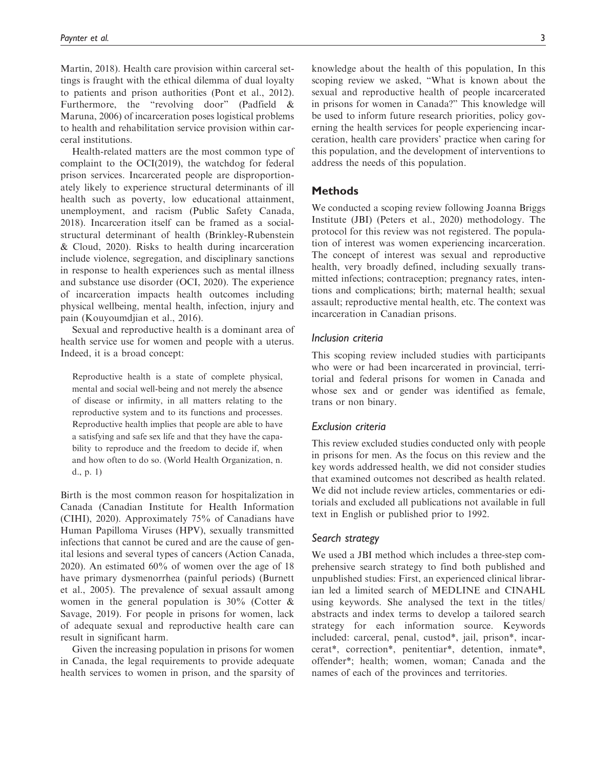Martin, 2018). Health care provision within carceral settings is fraught with the ethical dilemma of dual loyalty to patients and prison authorities (Pont et al., 2012). Furthermore, the "revolving door" (Padfield & Maruna, 2006) of incarceration poses logistical problems to health and rehabilitation service provision within carceral institutions.

Health-related matters are the most common type of complaint to the OCI(2019), the watchdog for federal prison services. Incarcerated people are disproportionately likely to experience structural determinants of ill health such as poverty, low educational attainment, unemployment, and racism (Public Safety Canada, 2018). Incarceration itself can be framed as a social-structural determinant of health (Brinkley-Rubenstein & Cloud, 2020). Risks to health during incarceration include violence, segregation, and disciplinary sanctions in response to health experiences such as mental illness and substance use disorder (OCI, 2020). The experience of incarceration impacts health outcomes including physical wellbeing, mental health, infection, injury and pain (Kouyoumdjian et al., 2016).

Sexual and reproductive health is a dominant area of health service use for women and people with a uterus. Indeed, it is a broad concept:

> Reproductive health is a state of complete physical, mental and social well-being and not merely the absence of disease or infirmity, in all matters relating to the reproductive system and to its functions and processes. Reproductive health implies that people are able to have a satisfying and safe sex life and that they have the capability to reproduce and the freedom to decide if, when and how often to do so. (World Health Organization, n. d., p. 1)

Birth is the most common reason for hospitalization in Canada (Canadian Institute for Health Information (CIHI), 2020). Approximately 75% of Canadians have Human Papilloma Viruses (HPV), sexually transmitted infections that cannot be cured and are the cause of genital lesions and several types of cancers (Action Canada, 2020). An estimated 60% of women over the age of 18 have primary dysmenorrhea (painful periods) (Burnett et al., 2005). The prevalence of sexual assault among women in the general population is 30% (Cotter & Savage, 2019). For people in prisons for women, lack of adequate sexual and reproductive health care can result in significant harm.

Given the increasing population in prisons for women in Canada, the legal requirements to provide adequate health services to women in prison, and the sparsity of knowledge about the health of this population, In this scoping review we asked, "What is known about the sexual and reproductive health of people incarcerated in prisons for women in Canada?" This knowledge will be used to inform future research priorities, policy governing the health services for people experiencing incarceration, health care providers' practice when caring for this population, and the development of interventions to address the needs of this population.

## Methods

We conducted a scoping review following Joanna Briggs Institute (JBI) (Peters et al., 2020) methodology. The protocol for this review was not registered. The population of interest was women experiencing incarceration. The concept of interest was sexual and reproductive health, very broadly defined, including sexually transmitted infections; contraception; pregnancy rates, intentions and complications; birth; maternal health; sexual assault; reproductive mental health, etc. The context was incarceration in Canadian prisons.

### *Inclusion criteria*

This scoping review included studies with participants who were or had been incarcerated in provincial, territorial and federal prisons for women in Canada and whose sex and or gender was identified as female, trans or non binary.

### *Exclusion criteria*

This review excluded studies conducted only with people in prisons for men. As the focus on this review and the key words addressed health, we did not consider studies that examined outcomes not described as health related. We did not include review articles, commentaries or editorials and excluded all publications not available in full text in English or published prior to 1992.

### *Search strategy*

We used a JBI method which includes a three-step comprehensive search strategy to find both published and unpublished studies: First, an experienced clinical librarian led a limited search of MEDLINE and CINAHL using keywords. She analysed the text in the titles/abstracts and index terms to develop a tailored search strategy for each information source. Keywords included: carceral, penal, custod*, jail, prison*, incarcerat*, correction*, penitentiar*, detention, inmate*, offender*; health; women, woman; Canada and the names of each of the provinces and territories.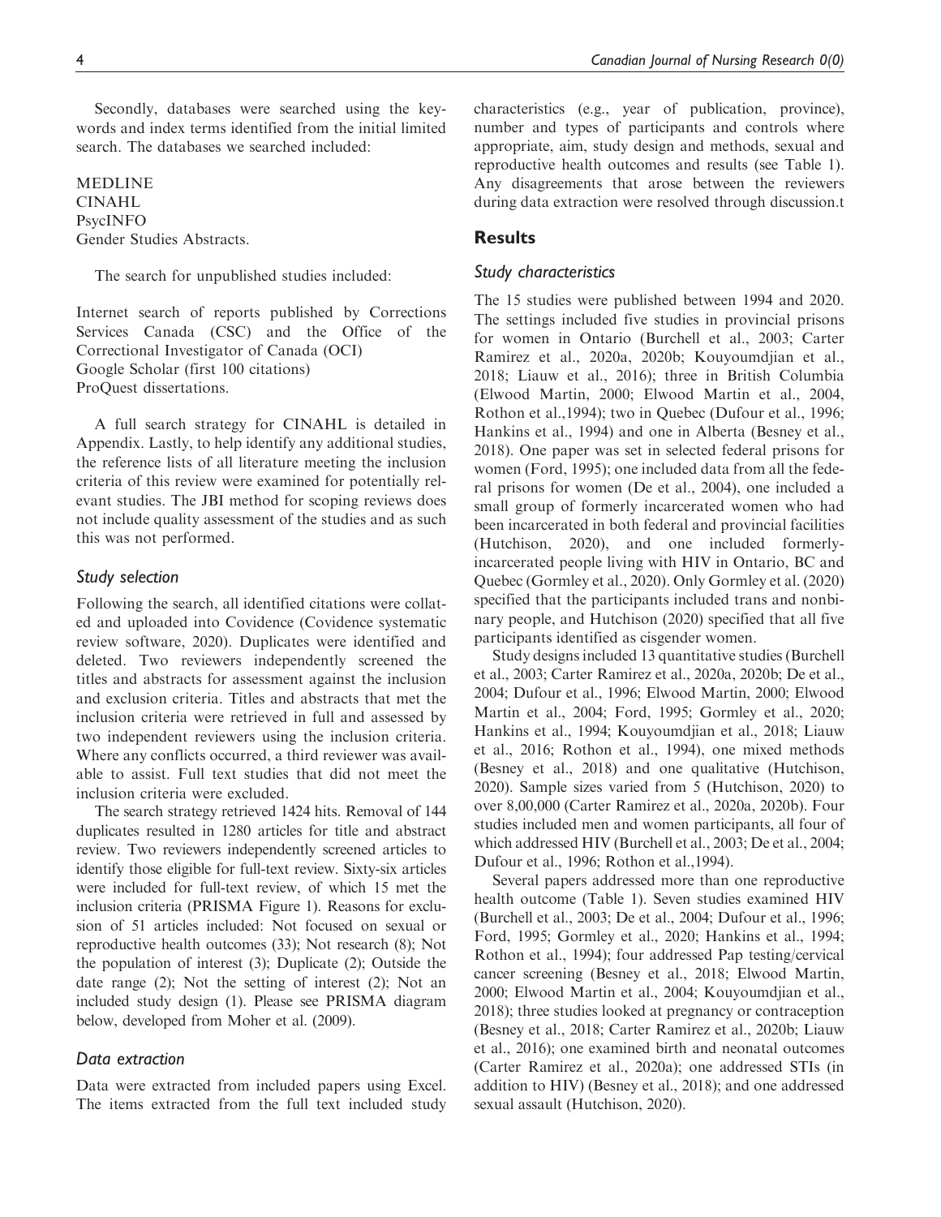Secondly, databases were searched using the keywords and index terms identified from the initial limited search. The databases we searched included:

MEDLINE
CINAHL
PsycINFO
Gender Studies Abstracts.

The search for unpublished studies included:

Internet search of reports published by Corrections Services Canada (CSC) and the Office of the Correctional Investigator of Canada (OCI)
Google Scholar (first 100 citations)
ProQuest dissertations.

A full search strategy for CINAHL is detailed in Appendix. Lastly, to help identify any additional studies, the reference lists of all literature meeting the inclusion criteria of this review were examined for potentially relevant studies. The JBI method for scoping reviews does not include quality assessment of the studies and as such this was not performed.

### *Study selection*

Following the search, all identified citations were collated and uploaded into Covidence (Covidence systematic review software, 2020). Duplicates were identified and deleted. Two reviewers independently screened the titles and abstracts for assessment against the inclusion and exclusion criteria. Titles and abstracts that met the inclusion criteria were retrieved in full and assessed by two independent reviewers using the inclusion criteria. Where any conflicts occurred, a third reviewer was available to assist. Full text studies that did not meet the inclusion criteria were excluded.

The search strategy retrieved 1424 hits. Removal of 144 duplicates resulted in 1280 articles for title and abstract review. Two reviewers independently screened articles to identify those eligible for full-text review. Sixty-six articles were included for full-text review, of which 15 met the inclusion criteria (PRISMA Figure 1). Reasons for exclusion of 51 articles included: Not focused on sexual or reproductive health outcomes (33); Not research (8); Not the population of interest (3); Duplicate (2); Outside the date range (2); Not the setting of interest (2); Not an included study design (1). Please see PRISMA diagram below, developed from Moher et al. (2009).

### *Data extraction*

Data were extracted from included papers using Excel. The items extracted from the full text included study characteristics (e.g., year of publication, province), number and types of participants and controls where appropriate, aim, study design and methods, sexual and reproductive health outcomes and results (see Table 1). Any disagreements that arose between the reviewers during data extraction were resolved through discussion.t

## Results

### *Study characteristics*

The 15 studies were published between 1994 and 2020. The settings included five studies in provincial prisons for women in Ontario (Burchell et al., 2003; Carter Ramirez et al., 2020a, 2020b; Kouyoumdjian et al., 2018; Liauw et al., 2016); three in British Columbia (Elwood Martin, 2000; Elwood Martin et al., 2004, Rothon et al.,1994); two in Quebec (Dufour et al., 1996; Hankins et al., 1994) and one in Alberta (Besney et al., 2018). One paper was set in selected federal prisons for women (Ford, 1995); one included data from all the federal prisons for women (De et al., 2004), one included a small group of formerly incarcerated women who had been incarcerated in both federal and provincial facilities (Hutchison, 2020), and one included formerly-incarcerated people living with HIV in Ontario, BC and Quebec (Gormley et al., 2020). Only Gormley et al. (2020) specified that the participants included trans and nonbinary people, and Hutchison (2020) specified that all five participants identified as cisgender women.

Study designs included 13 quantitative studies (Burchell et al., 2003; Carter Ramirez et al., 2020a, 2020b; De et al., 2004; Dufour et al., 1996; Elwood Martin, 2000; Elwood Martin et al., 2004; Ford, 1995; Gormley et al., 2020; Hankins et al., 1994; Kouyoumdjian et al., 2018; Liauw et al., 2016; Rothon et al., 1994), one mixed methods (Besney et al., 2018) and one qualitative (Hutchison, 2020). Sample sizes varied from 5 (Hutchison, 2020) to over 8,00,000 (Carter Ramirez et al., 2020a, 2020b). Four studies included men and women participants, all four of which addressed HIV (Burchell et al., 2003; De et al., 2004; Dufour et al., 1996; Rothon et al.,1994).

Several papers addressed more than one reproductive health outcome (Table 1). Seven studies examined HIV (Burchell et al., 2003; De et al., 2004; Dufour et al., 1996; Ford, 1995; Gormley et al., 2020; Hankins et al., 1994; Rothon et al., 1994); four addressed Pap testing/cervical cancer screening (Besney et al., 2018; Elwood Martin, 2000; Elwood Martin et al., 2004; Kouyoumdjian et al., 2018); three studies looked at pregnancy or contraception (Besney et al., 2018; Carter Ramirez et al., 2020b; Liauw et al., 2016); one examined birth and neonatal outcomes (Carter Ramirez et al., 2020a); one addressed STIs (in addition to HIV) (Besney et al., 2018); and one addressed sexual assault (Hutchison, 2020).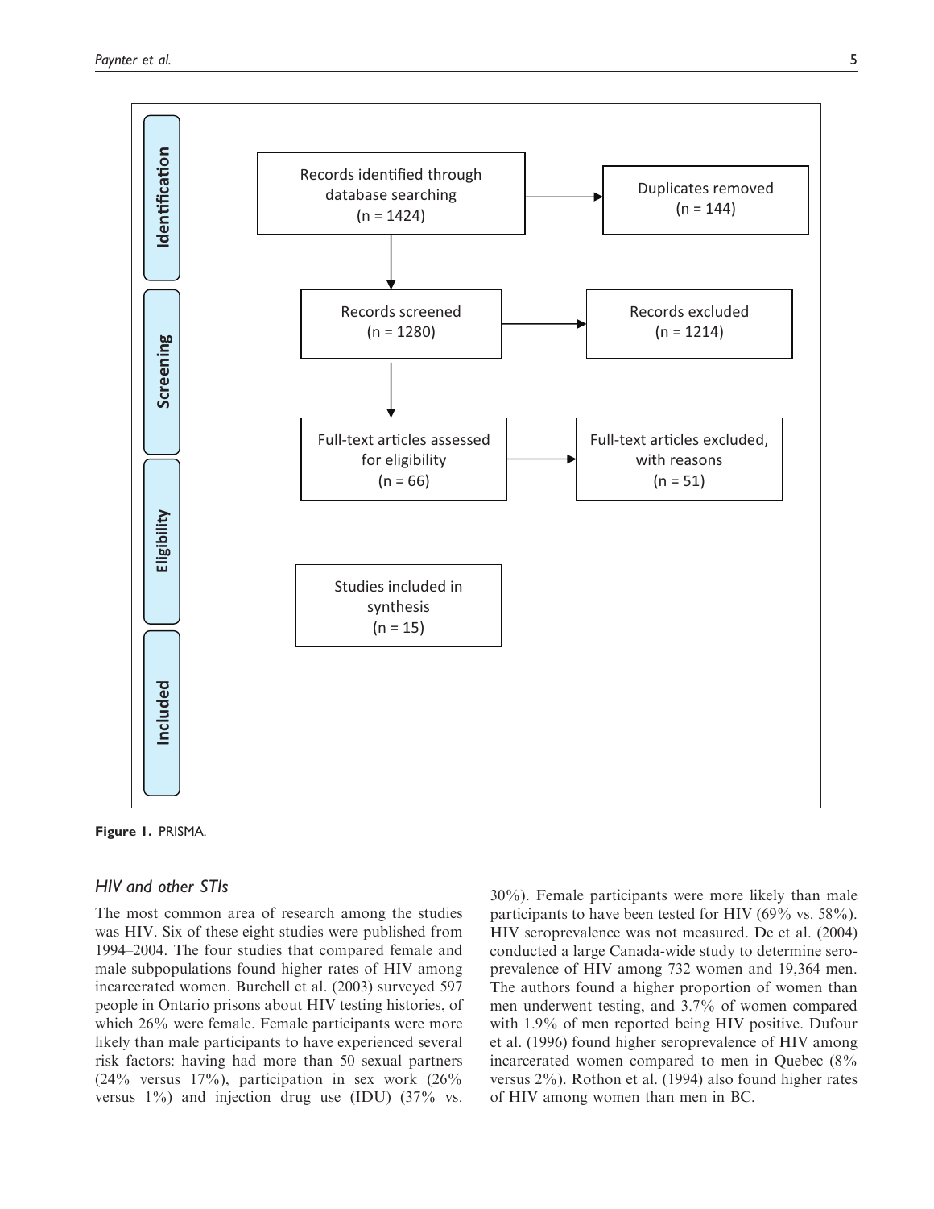**Identification**

Records identified through database searching (n = 1424) → Duplicates removed (n = 144)

**Screening**

Records screened (n = 1280) → Records excluded (n = 1214)

**Eligibility**

Full-text articles assessed for eligibility (n = 66) → Full-text articles excluded, with reasons (n = 51)

**Included**

Studies included in synthesis (n = 15)

**Figure 1.** PRISMA.

### HIV and other STIs

The most common area of research among the studies was HIV. Six of these eight studies were published from 1994–2004. The four studies that compared female and male subpopulations found higher rates of HIV among incarcerated women. Burchell et al. (2003) surveyed 597 people in Ontario prisons about HIV testing histories, of which 26% were female. Female participants were more likely than male participants to have experienced several risk factors: having had more than 50 sexual partners (24% versus 17%), participation in sex work (26% versus 1%) and injection drug use (IDU) (37% vs. 30%). Female participants were more likely than male participants to have been tested for HIV (69% vs. 58%). HIV seroprevalence was not measured. De et al. (2004) conducted a large Canada-wide study to determine seroprevalence of HIV among 732 women and 19,364 men. The authors found a higher proportion of women than men underwent testing, and 3.7% of women compared with 1.9% of men reported being HIV positive. Dufour et al. (1996) found higher seroprevalence of HIV among incarcerated women compared to men in Quebec (8% versus 2%). Rothon et al. (1994) also found higher rates of HIV among women than men in BC.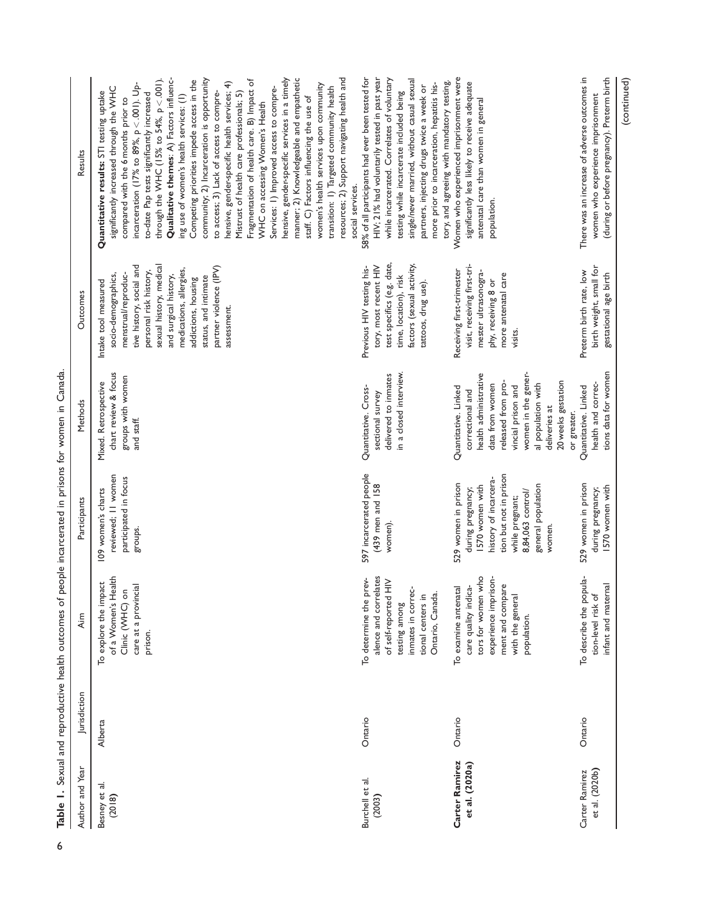**Table 1.** Sexual and reproductive health outcomes of people incarcerated in prisons for women in Canada.

| Author and Year | Jurisdiction | Aim | Participants | Methods | Outcomes | Results |
|---|---|---|---|---|---|---|
| Besney et al. (2018) | Alberta | To explore the impact of a Women's Health Clinic (WHC) on care at a provincial prison. | 109 women's charts reviewed; 11 women participated in focus groups. | Mixed. Retrospective chart review & focus groups with women and staff. | Intake tool measured socio-demographics, menstrual/reproductive history, social and personal risk history, sexual history, medical and surgical history, medications, allergies, addictions, housing status, and intimate partner violence (IPV) assessment. | **Quantitative results:** STI testing uptake significantly increased through the WHC compared with the 6 months prior to incarceration (17% to 89%, $p < .001$). Up-to-date Pap tests significantly increased through the WHC (15% to 54%, $p < .001$). **Qualitative themes**: A) Factors influencing use of women's health services: (1) Competing priorities impede access in the community; 2) Incarceration is opportunity to access; 3) Lack of access to comprehensive, gender-specific health services; 4) Mistrust of health care professionals; 5) Fragmentation of health care. B) Impact of WHC on accessing Women's Health Services: 1) Improved access to comprehensive, gender-specific services in a timely manner; 2) Knowledgeable and empathetic staff. C) Factors influencing the use of women's health services upon community transition: 1) Targeted community health resources; 2) Support navigating health and social services. |
| Burchell et al. (2003) | Ontario | To determine the prevalence and correlates of self-reported HIV testing among inmates in correctional centers in Ontario, Canada. | 597 incarcerated people (439 men and 158 women). | Quantitative. Cross-sectional survey delivered to inmates in a closed interview. | Previous HIV testing history, most recent HIV test specifics (e.g. date, time, location), risk factors (sexual activity, tattoos, drug use). | 58% of all participants had ever been tested for HIV; 21% had voluntarily tested in past year while incarcerated. Correlates of voluntary testing while incarcerate included being single/never married, without casual sexual partners, injecting drugs twice a week or more prior to incarceration, hepatitis history, and agreeing with mandatory testing. |
| **Carter Ramirez et al. (2020a)** | Ontario | To examine antenatal care quality indicators for women who experience imprisonment and compare with the general population. | 529 women in prison during pregnancy; 1570 women with history of incarceration but not in prison while pregnant; 8,84,063 control/general population women. | Quantitative. Linked correctional and health administrative data from women released from provincial prison and women in the general population with deliveries at 20 weeks gestation or greater. | Receiving first-trimester visit, receiving first-trimester ultrasonography, receiving 8 or more antenatal care visits. | Women who experienced imprisonment were significantly less likely to receive adequate antenatal care than women in general population. |
| Carter Ramirez et al. (2020b) | Ontario | To describe the population-level risk of infant and maternal | 529 women in prison during pregnancy; 1570 women with | Quantitative. Linked health and corrections data for women | Preterm birth rate, low birth weight, small for gestational age birth | There was an increase of adverse outcomes in women who experience imprisonment (during or before pregnancy). Preterm birth |

(continued)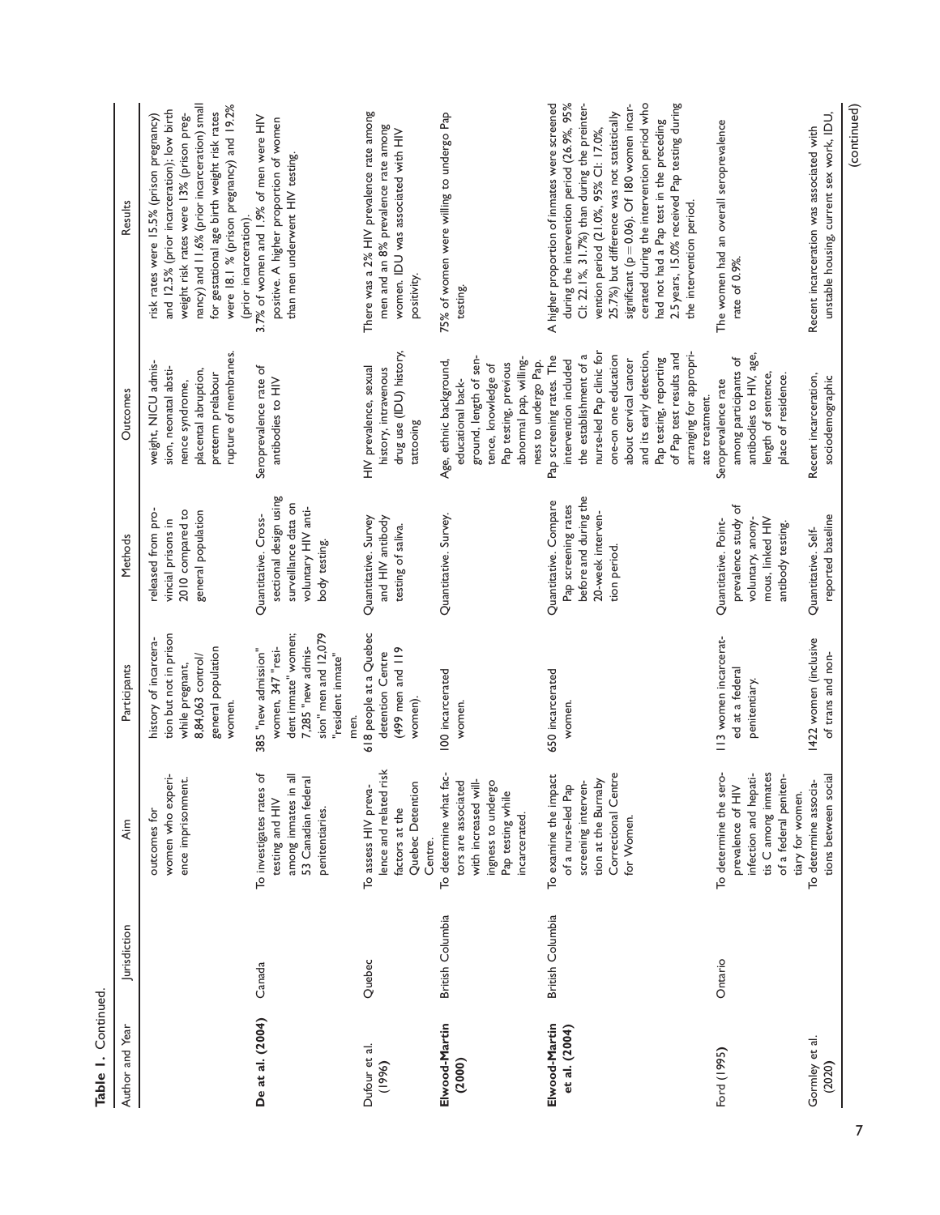**Table 1.** Continued.

| Author and Year | Jurisdiction | Aim | Participants | Methods | Outcomes | Results |
|---|---|---|---|---|---|---|
| | | outcomes for women who experience imprisonment. | history of incarceration but not in prison while pregnant, 8,84,063 control/general population women. | released from provincial prisons in 2010 compared to general population | weight, NICU admission, neonatal abstinence syndrome, placental abruption, preterm prelabour rupture of membranes. | risk rates were 15.5% (prison pregnancy) and 12.5% (prior incarceration); low birth weight risk rates were 13% (prison pregnancy) and 11.6% (prior incarceration) small for gestational age birth weight risk rates were 18.1 % (prison pregnancy) and 19.2% (prior incarceration). |
| **De at al. (2004)** | Canada | To investigates rates of testing and HIV among inmates in all 53 Canadian federal penitentiaries. | 385 "new admission" women, 347 "resident inmate" women; 7,285 "new admission" men and 12,079 "resident inmate" men. | Quantitative. Cross-sectional design using surveillance data on voluntary HIV antibody testing. | Seroprevalence rate of antibodies to HIV | 3.7% of women and 1.9% of men were HIV positive. A higher proportion of women than men underwent HIV testing. |
| Dufour et al. (1996) | Quebec | To assess HIV prevalence and related risk factors at the Quebec Detention Centre. | 618 people at a Quebec detention Centre (499 men and 119 women). | Quantitative. Survey and HIV antibody testing of saliva. | HIV prevalence, sexual history, intravenous drug use (IDU) history, tattooing | There was a 2% HIV prevalence rate among men and an 8% prevalence rate among women. IDU was associated with HIV positivity. |
| **Elwood-Martin (2000)** | British Columbia | To determine what factors are associated with increased willingness to undergo Pap testing while incarcerated. | 100 incarcerated women. | Quantitative. Survey. | Age, ethnic background, educational background, length of sentence, knowledge of Pap testing, previous abnormal pap, willingness to undergo Pap. | 75% of women were willing to undergo Pap testing. |
| **Elwood-Martin et al. (2004)** | British Columbia | To examine the impact of a nurse-led Pap screening intervention at the Burnaby Correctional Centre for Women. | 650 incarcerated women. | Quantitative. Compare Pap screening rates before and during the 20-week intervention period. | Pap screening rates. The intervention included the establishment of a nurse-led Pap clinic for one-on one education about cervical cancer and its early detection, Pap testing, reporting of Pap test results and arranging for appropriate treatment. | A higher proportion of inmates were screened during the intervention period (26.9%, 95% CI: 22.1%, 31.7%) than during the preintervention period (21.0%, 95% CI: 17.0%, 25.7%) but difference was not statistically significant ($p = 0.06$). Of 180 women incarcerated during the intervention period who had not had a Pap test in the preceding 2.5 years, 15.0% received Pap testing during the intervention period. |
| Ford (1995) | Ontario | To determine the seroprevalence of HIV infection and hepatitis C among inmates of a federal penitentiary for women. | 113 women incarcerated at a federal penitentiary. | Quantitative. Point-prevalence study of voluntary, anonymous, linked HIV antibody testing. | Seroprevalence rate among participants of antibodies to HIV, age, length of sentence, place of residence. | The women had an overall seroprevalence rate of 0.9%. |
| Gormley et al. (2020) | | To determine associations between social | 1422 women (inclusive of trans and non- | Quantitative. Self-reported baseline | Recent incarceration, sociodemographic | Recent incarceration was associated with unstable housing, current sex work, IDU, |

(continued)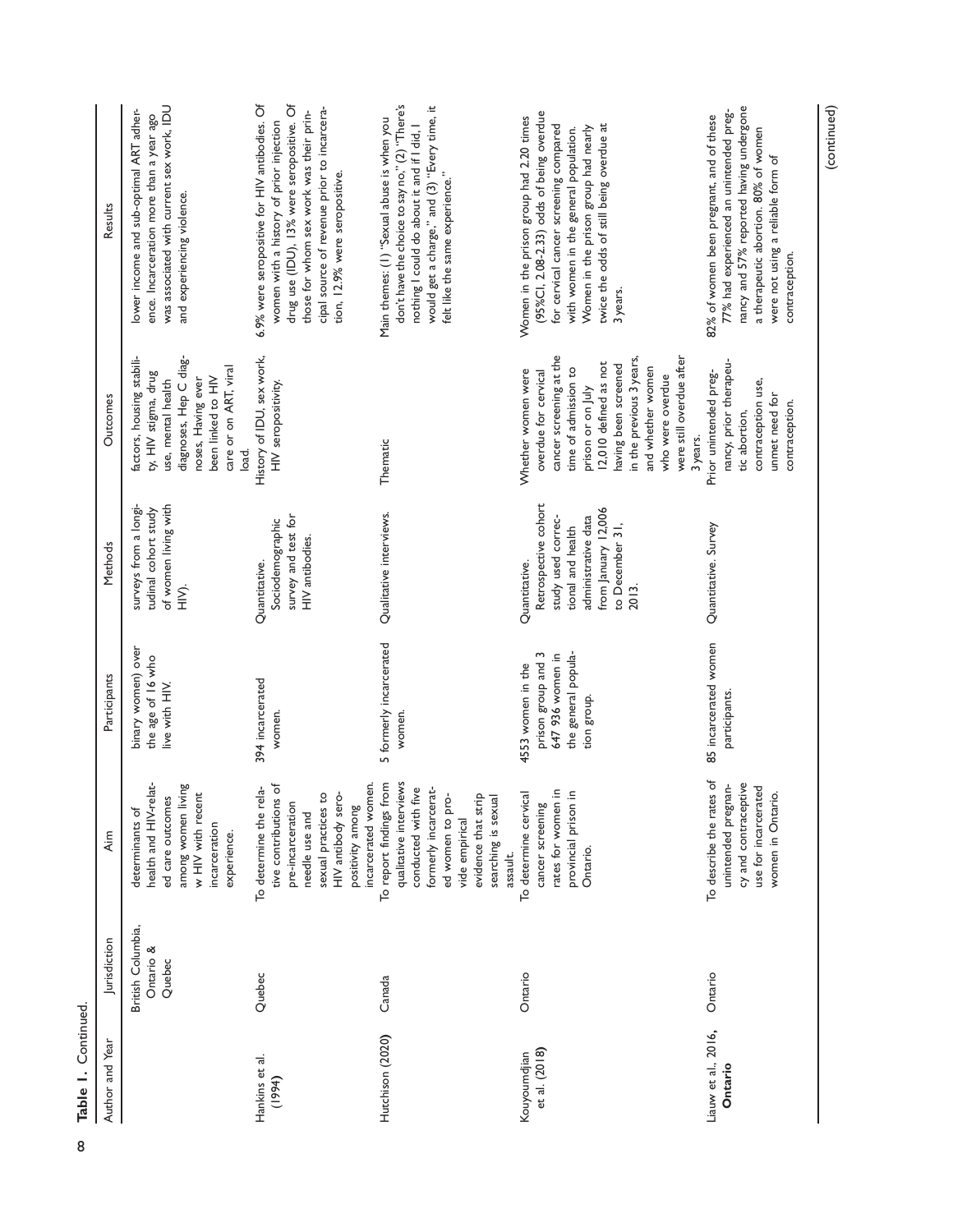**Table 1.** Continued.

| Author and Year | Jurisdiction | Aim | Participants | Methods | Outcomes | Results |
|---|---|---|---|---|---|---|
| | British Columbia, Ontario & Quebec | determinants of health and HIV-related care outcomes among women living w HIV with recent incarceration experience. | binary women) over the age of 16 who live with HIV. | surveys from a longitudinal cohort study of women living with HIV). | factors, housing stability, HIV stigma, drug use, mental health diagnoses, Hep C diagnoses, Having ever been linked to HIV care or on ART, viral load. | lower income and sub-optimal ART adherence. Incarceration more than a year ago was associated with current sex work, IDU and experiencing violence. |
| Hankins et al. (1994) | Quebec | To determine the relative contributions of pre-incarceration needle use and sexual practices to HIV antibody seropositivity among incarcerated women. | 394 incarcerated women. | Quantitative. Sociodemographic survey and test for HIV antibodies. | History of IDU, sex work, HIV seropositivity. | 6.9% were seropositive for HIV antibodies. Of women with a history of prior injection drug use (IDU), 13% were seropositive. Of those for whom sex work was their principal source of revenue prior to incarceration, 12.9% were seropositive. |
| Hutchison (2020) | Canada | To report findings from qualitative interviews conducted with five formerly incarcerated women to provide empirical evidence that strip searching is sexual assault. | 5 formerly incarcerated women. | Qualitative interviews. | Thematic | Main themes: (1) "Sexual abuse is when you don't have the choice to say no," (2) "There's nothing I could do about it and if I did, I would get a charge," and (3) "Every time, it felt like the same experience." |
| Kouyoumdjian et al. (2018) | Ontario | To determine cervical cancer screening rates for women in provincial prison in Ontario. | 4553 women in the prison group and 3 647 936 women in the general population group. | Quantitative. Retrospective cohort study used correctional and health administrative data from January 12,006 to December 31, 2013. | Whether women were overdue for cervical cancer screening at the time of admission to prison or on July 12,010 defined as not having been screened in the previous 3 years, and whether women who were overdue were still overdue after 3 years. | Women in the prison group had 2.20 times (95%CI, 2.08-2.33) odds of being overdue for cervical cancer screening compared with women in the general population. Women in the prison group had nearly twice the odds of still being overdue at 3 years. |
| **Liauw et al., 2016, Ontario** | Ontario | To describe the rates of unintended pregnancy and contraceptive use for incarcerated women in Ontario. | 85 incarcerated women participants. | Quantitative. Survey | Prior unintended pregnancy, prior therapeutic abortion, contraception use, unmet need for contraception. | 82% of women been pregnant, and of these 77% had experienced an unintended pregnancy and 57% reported having undergone a therapeutic abortion. 80% of women were not using a reliable form of contraception. |

(continued)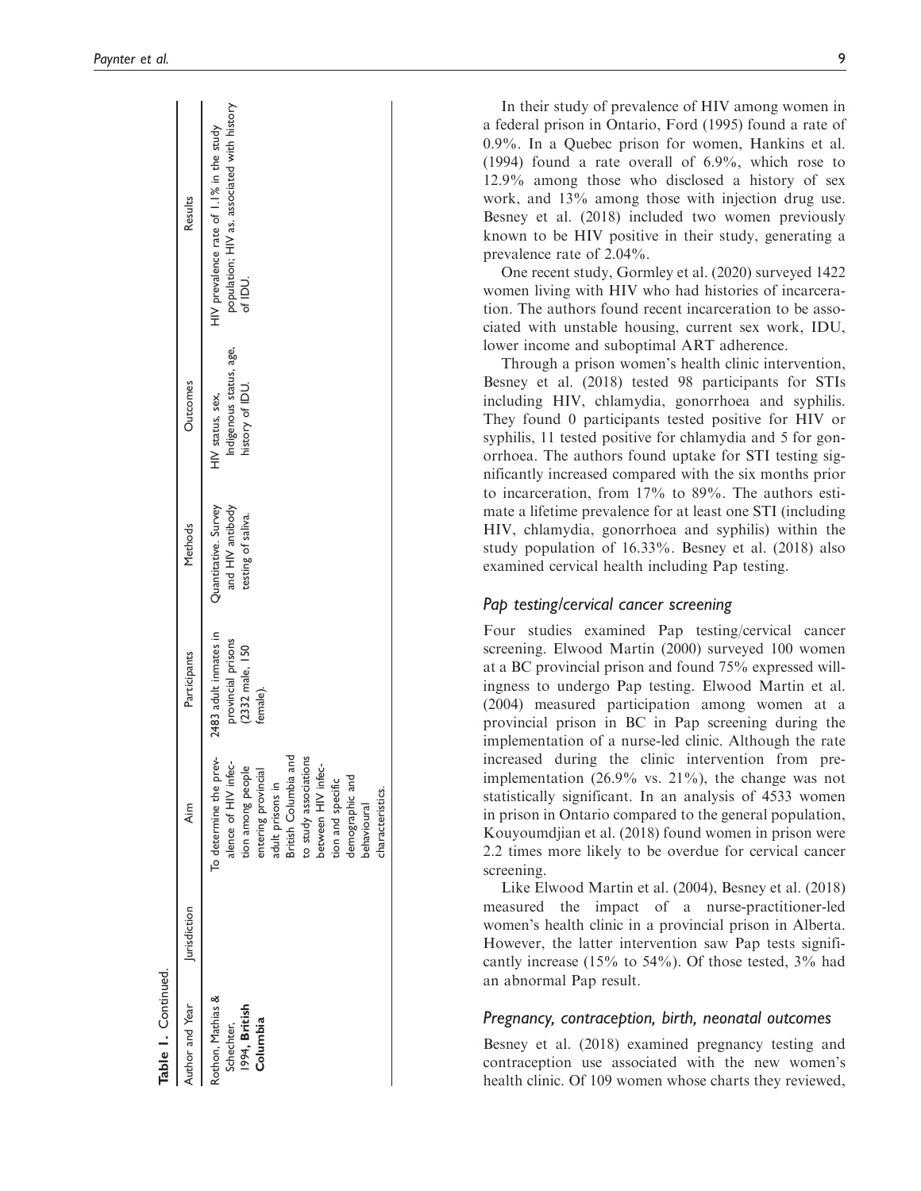**Table 1.** Continued.

| Author and Year | Jurisdiction | Aim | Participants | Methods | Outcomes | Results |
|---|---|---|---|---|---|---|
| Rochon, Mathias & Schechter, 1994, **British Columbia** | | To determine the prevalence of HIV infection among people entering provincial adult prisons in British Columbia and to study associations between HIV infection and specific demographic and behavioural characteristics. | 2483 adult inmates in provincial prisons (2332 male, 150 female). | Quantitative. Survey and HIV antibody testing of saliva. | HIV status, sex, Indigenous status, age, history of IDU. | HIV prevalence rate of 1.1% in the study population; HIV as. associated with history of IDU. |

In their study of prevalence of HIV among women in a federal prison in Ontario, Ford (1995) found a rate of 0.9%. In a Quebec prison for women, Hankins et al. (1994) found a rate overall of 6.9%, which rose to 12.9% among those who disclosed a history of sex work, and 13% among those with injection drug use. Besney et al. (2018) included two women previously known to be HIV positive in their study, generating a prevalence rate of 2.04%.

One recent study, Gormley et al. (2020) surveyed 1422 women living with HIV who had histories of incarceration. The authors found recent incarceration to be associated with unstable housing, current sex work, IDU, lower income and suboptimal ART adherence.

Through a prison women's health clinic intervention, Besney et al. (2018) tested 98 participants for STIs including HIV, chlamydia, gonorrhoea and syphilis. They found 0 participants tested positive for HIV or syphilis, 11 tested positive for chlamydia and 5 for gonorrhoea. The authors found uptake for STI testing significantly increased compared with the six months prior to incarceration, from 17% to 89%. The authors estimate a lifetime prevalence for at least one STI (including HIV, chlamydia, gonorrhoea and syphilis) within the study population of 16.33%. Besney et al. (2018) also examined cervical health including Pap testing.

### *Pap testing/cervical cancer screening*

Four studies examined Pap testing/cervical cancer screening. Elwood Martin (2000) surveyed 100 women at a BC provincial prison and found 75% expressed willingness to undergo Pap testing. Elwood Martin et al. (2004) measured participation among women at a provincial prison in BC in Pap screening during the implementation of a nurse-led clinic. Although the rate increased during the clinic intervention from pre-implementation (26.9% vs. 21%), the change was not statistically significant. In an analysis of 4533 women in prison in Ontario compared to the general population, Kouyoumdjian et al. (2018) found women in prison were 2.2 times more likely to be overdue for cervical cancer screening.

Like Elwood Martin et al. (2004), Besney et al. (2018) measured the impact of a nurse-practitioner-led women's health clinic in a provincial prison in Alberta. However, the latter intervention saw Pap tests significantly increase (15% to 54%). Of those tested, 3% had an abnormal Pap result.

### *Pregnancy, contraception, birth, neonatal outcomes*

Besney et al. (2018) examined pregnancy testing and contraception use associated with the new women's health clinic. Of 109 women whose charts they reviewed,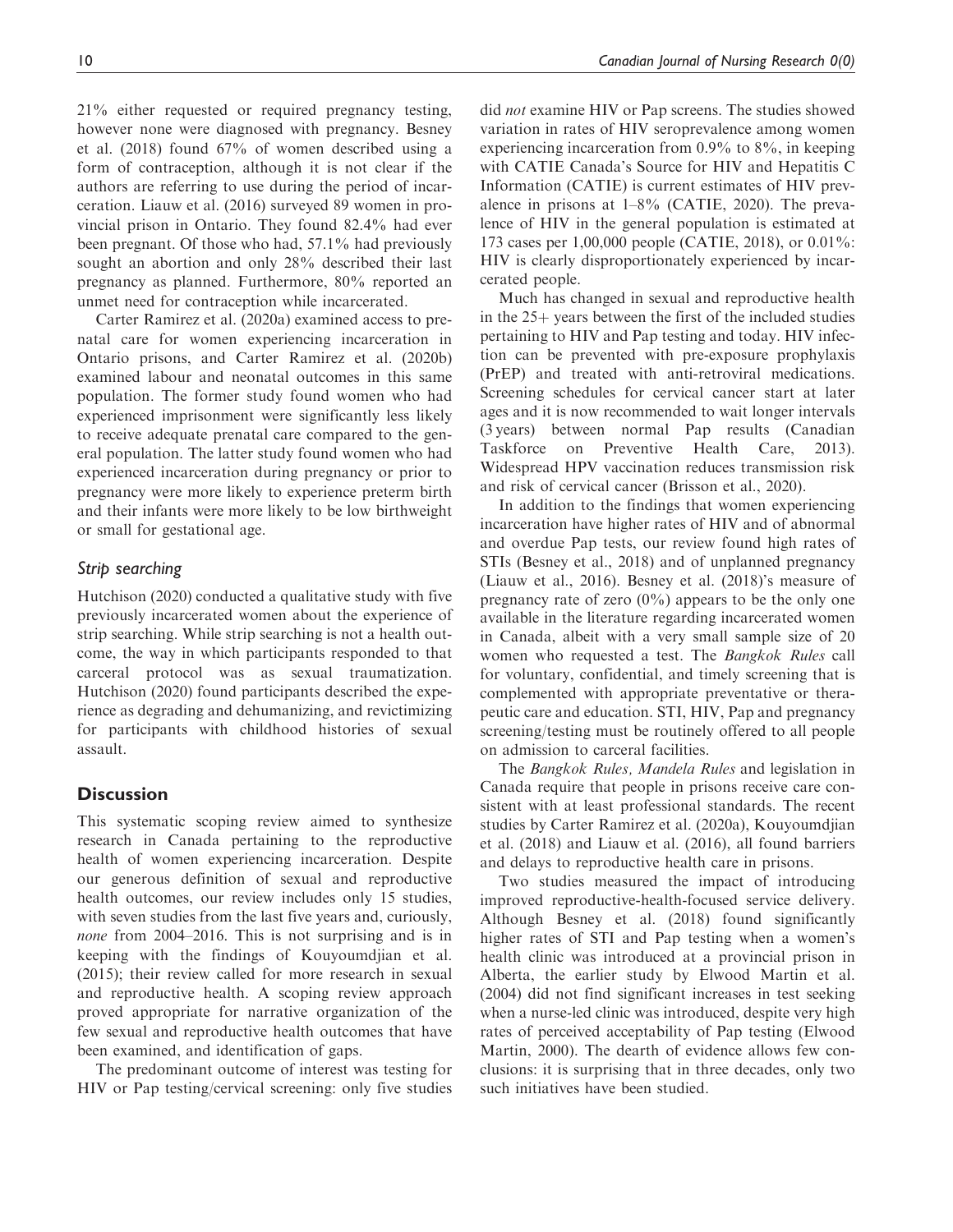21% either requested or required pregnancy testing, however none were diagnosed with pregnancy. Besney et al. (2018) found 67% of women described using a form of contraception, although it is not clear if the authors are referring to use during the period of incarceration. Liauw et al. (2016) surveyed 89 women in provincial prison in Ontario. They found 82.4% had ever been pregnant. Of those who had, 57.1% had previously sought an abortion and only 28% described their last pregnancy as planned. Furthermore, 80% reported an unmet need for contraception while incarcerated.

Carter Ramirez et al. (2020a) examined access to prenatal care for women experiencing incarceration in Ontario prisons, and Carter Ramirez et al. (2020b) examined labour and neonatal outcomes in this same population. The former study found women who had experienced imprisonment were significantly less likely to receive adequate prenatal care compared to the general population. The latter study found women who had experienced incarceration during pregnancy or prior to pregnancy were more likely to experience preterm birth and their infants were more likely to be low birthweight or small for gestational age.

### Strip searching

Hutchison (2020) conducted a qualitative study with five previously incarcerated women about the experience of strip searching. While strip searching is not a health outcome, the way in which participants responded to that carceral protocol was as sexual traumatization. Hutchison (2020) found participants described the experience as degrading and dehumanizing, and revictimizing for participants with childhood histories of sexual assault.

## Discussion

This systematic scoping review aimed to synthesize research in Canada pertaining to the reproductive health of women experiencing incarceration. Despite our generous definition of sexual and reproductive health outcomes, our review includes only 15 studies, with seven studies from the last five years and, curiously, *none* from 2004–2016. This is not surprising and is in keeping with the findings of Kouyoumdjian et al. (2015); their review called for more research in sexual and reproductive health. A scoping review approach proved appropriate for narrative organization of the few sexual and reproductive health outcomes that have been examined, and identification of gaps.

The predominant outcome of interest was testing for HIV or Pap testing/cervical screening: only five studies did *not* examine HIV or Pap screens. The studies showed variation in rates of HIV seroprevalence among women experiencing incarceration from 0.9% to 8%, in keeping with CATIE Canada's Source for HIV and Hepatitis C Information (CATIE) is current estimates of HIV prevalence in prisons at 1–8% (CATIE, 2020). The prevalence of HIV in the general population is estimated at 173 cases per 1,00,000 people (CATIE, 2018), or 0.01%: HIV is clearly disproportionately experienced by incarcerated people.

Much has changed in sexual and reproductive health in the 25+ years between the first of the included studies pertaining to HIV and Pap testing and today. HIV infection can be prevented with pre-exposure prophylaxis (PrEP) and treated with anti-retroviral medications. Screening schedules for cervical cancer start at later ages and it is now recommended to wait longer intervals (3 years) between normal Pap results (Canadian Taskforce on Preventive Health Care, 2013). Widespread HPV vaccination reduces transmission risk and risk of cervical cancer (Brisson et al., 2020).

In addition to the findings that women experiencing incarceration have higher rates of HIV and of abnormal and overdue Pap tests, our review found high rates of STIs (Besney et al., 2018) and of unplanned pregnancy (Liauw et al., 2016). Besney et al. (2018)'s measure of pregnancy rate of zero (0%) appears to be the only one available in the literature regarding incarcerated women in Canada, albeit with a very small sample size of 20 women who requested a test. The *Bangkok Rules* call for voluntary, confidential, and timely screening that is complemented with appropriate preventative or therapeutic care and education. STI, HIV, Pap and pregnancy screening/testing must be routinely offered to all people on admission to carceral facilities.

The *Bangkok Rules, Mandela Rules* and legislation in Canada require that people in prisons receive care consistent with at least professional standards. The recent studies by Carter Ramirez et al. (2020a), Kouyoumdjian et al. (2018) and Liauw et al. (2016), all found barriers and delays to reproductive health care in prisons.

Two studies measured the impact of introducing improved reproductive-health-focused service delivery. Although Besney et al. (2018) found significantly higher rates of STI and Pap testing when a women's health clinic was introduced at a provincial prison in Alberta, the earlier study by Elwood Martin et al. (2004) did not find significant increases in test seeking when a nurse-led clinic was introduced, despite very high rates of perceived acceptability of Pap testing (Elwood Martin, 2000). The dearth of evidence allows few conclusions: it is surprising that in three decades, only two such initiatives have been studied.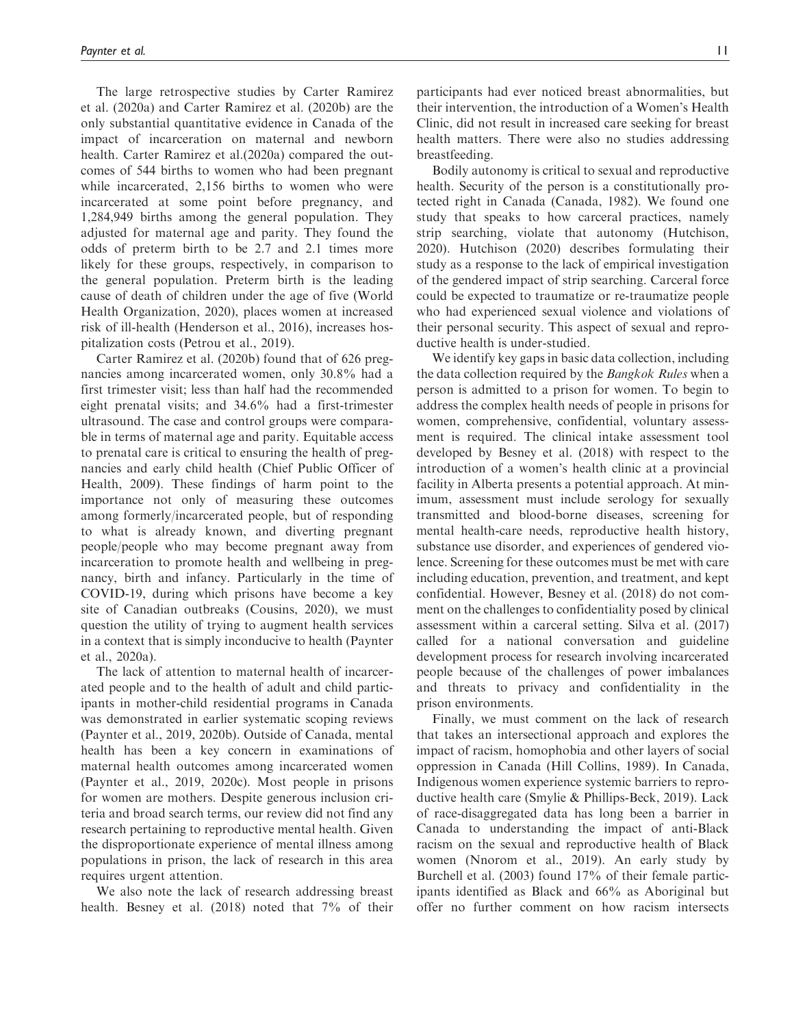The large retrospective studies by Carter Ramirez et al. (2020a) and Carter Ramirez et al. (2020b) are the only substantial quantitative evidence in Canada of the impact of incarceration on maternal and newborn health. Carter Ramirez et al.(2020a) compared the outcomes of 544 births to women who had been pregnant while incarcerated, 2,156 births to women who were incarcerated at some point before pregnancy, and 1,284,949 births among the general population. They adjusted for maternal age and parity. They found the odds of preterm birth to be 2.7 and 2.1 times more likely for these groups, respectively, in comparison to the general population. Preterm birth is the leading cause of death of children under the age of five (World Health Organization, 2020), places women at increased risk of ill-health (Henderson et al., 2016), increases hospitalization costs (Petrou et al., 2019).

Carter Ramirez et al. (2020b) found that of 626 pregnancies among incarcerated women, only 30.8% had a first trimester visit; less than half had the recommended eight prenatal visits; and 34.6% had a first-trimester ultrasound. The case and control groups were comparable in terms of maternal age and parity. Equitable access to prenatal care is critical to ensuring the health of pregnancies and early child health (Chief Public Officer of Health, 2009). These findings of harm point to the importance not only of measuring these outcomes among formerly/incarcerated people, but of responding to what is already known, and diverting pregnant people/people who may become pregnant away from incarceration to promote health and wellbeing in pregnancy, birth and infancy. Particularly in the time of COVID-19, during which prisons have become a key site of Canadian outbreaks (Cousins, 2020), we must question the utility of trying to augment health services in a context that is simply inconducive to health (Paynter et al., 2020a).

The lack of attention to maternal health of incarcerated people and to the health of adult and child participants in mother-child residential programs in Canada was demonstrated in earlier systematic scoping reviews (Paynter et al., 2019, 2020b). Outside of Canada, mental health has been a key concern in examinations of maternal health outcomes among incarcerated women (Paynter et al., 2019, 2020c). Most people in prisons for women are mothers. Despite generous inclusion criteria and broad search terms, our review did not find any research pertaining to reproductive mental health. Given the disproportionate experience of mental illness among populations in prison, the lack of research in this area requires urgent attention.

We also note the lack of research addressing breast health. Besney et al. (2018) noted that 7% of their participants had ever noticed breast abnormalities, but their intervention, the introduction of a Women's Health Clinic, did not result in increased care seeking for breast health matters. There were also no studies addressing breastfeeding.

Bodily autonomy is critical to sexual and reproductive health. Security of the person is a constitutionally protected right in Canada (Canada, 1982). We found one study that speaks to how carceral practices, namely strip searching, violate that autonomy (Hutchison, 2020). Hutchison (2020) describes formulating their study as a response to the lack of empirical investigation of the gendered impact of strip searching. Carceral force could be expected to traumatize or re-traumatize people who had experienced sexual violence and violations of their personal security. This aspect of sexual and reproductive health is under-studied.

We identify key gaps in basic data collection, including the data collection required by the *Bangkok Rules* when a person is admitted to a prison for women. To begin to address the complex health needs of people in prisons for women, comprehensive, confidential, voluntary assessment is required. The clinical intake assessment tool developed by Besney et al. (2018) with respect to the introduction of a women's health clinic at a provincial facility in Alberta presents a potential approach. At minimum, assessment must include serology for sexually transmitted and blood-borne diseases, screening for mental health-care needs, reproductive health history, substance use disorder, and experiences of gendered violence. Screening for these outcomes must be met with care including education, prevention, and treatment, and kept confidential. However, Besney et al. (2018) do not comment on the challenges to confidentiality posed by clinical assessment within a carceral setting. Silva et al. (2017) called for a national conversation and guideline development process for research involving incarcerated people because of the challenges of power imbalances and threats to privacy and confidentiality in the prison environments.

Finally, we must comment on the lack of research that takes an intersectional approach and explores the impact of racism, homophobia and other layers of social oppression in Canada (Hill Collins, 1989). In Canada, Indigenous women experience systemic barriers to reproductive health care (Smylie & Phillips-Beck, 2019). Lack of race-disaggregated data has long been a barrier in Canada to understanding the impact of anti-Black racism on the sexual and reproductive health of Black women (Nnorom et al., 2019). An early study by Burchell et al. (2003) found 17% of their female participants identified as Black and 66% as Aboriginal but offer no further comment on how racism intersects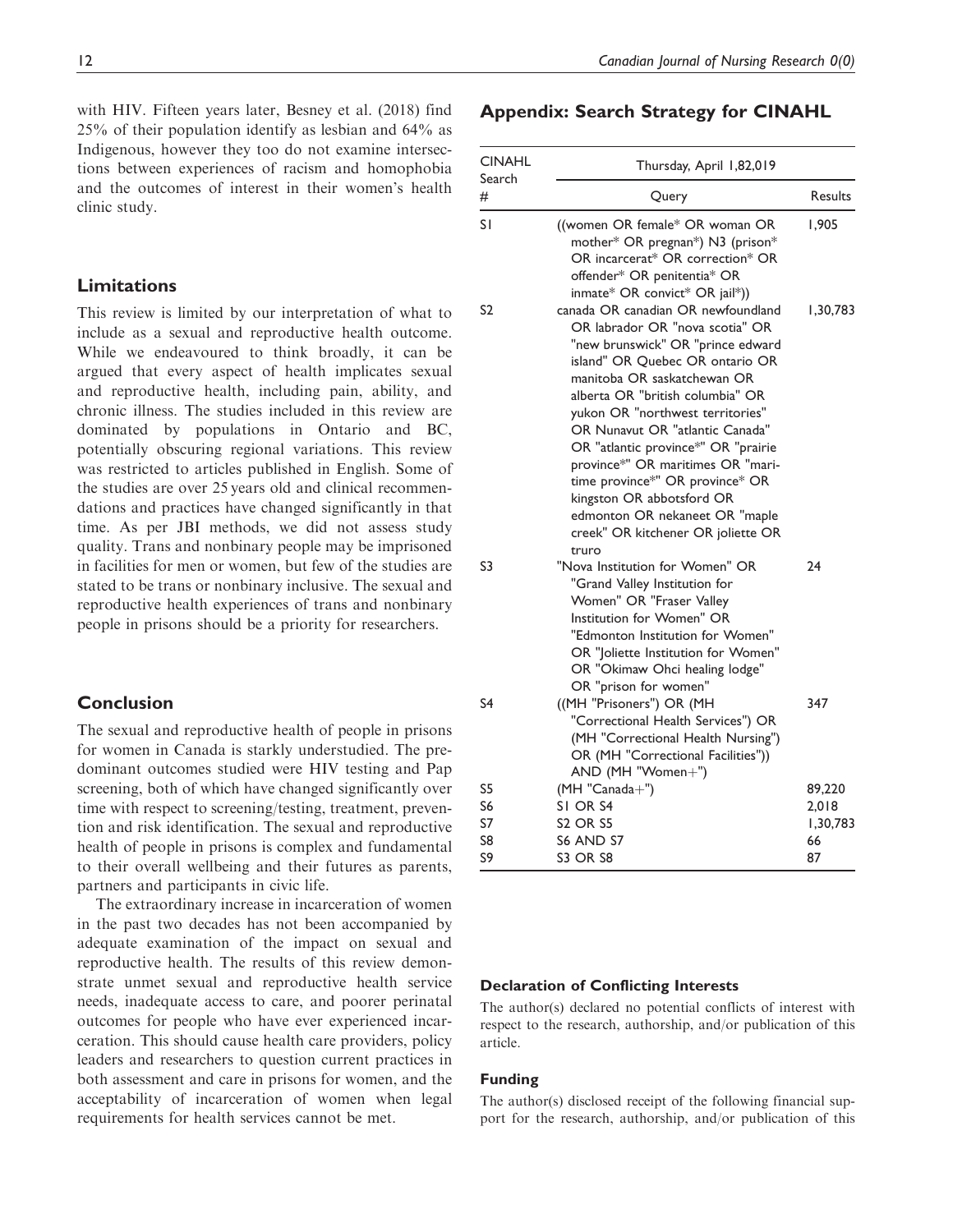with HIV. Fifteen years later, Besney et al. (2018) find 25% of their population identify as lesbian and 64% as Indigenous, however they too do not examine intersections between experiences of racism and homophobia and the outcomes of interest in their women's health clinic study.

## Limitations

This review is limited by our interpretation of what to include as a sexual and reproductive health outcome. While we endeavoured to think broadly, it can be argued that every aspect of health implicates sexual and reproductive health, including pain, ability, and chronic illness. The studies included in this review are dominated by populations in Ontario and BC, potentially obscuring regional variations. This review was restricted to articles published in English. Some of the studies are over 25 years old and clinical recommendations and practices have changed significantly in that time. As per JBI methods, we did not assess study quality. Trans and nonbinary people may be imprisoned in facilities for men or women, but few of the studies are stated to be trans or nonbinary inclusive. The sexual and reproductive health experiences of trans and nonbinary people in prisons should be a priority for researchers.

## Conclusion

The sexual and reproductive health of people in prisons for women in Canada is starkly understudied. The predominant outcomes studied were HIV testing and Pap screening, both of which have changed significantly over time with respect to screening/testing, treatment, prevention and risk identification. The sexual and reproductive health of people in prisons is complex and fundamental to their overall wellbeing and their futures as parents, partners and participants in civic life.

The extraordinary increase in incarceration of women in the past two decades has not been accompanied by adequate examination of the impact on sexual and reproductive health. The results of this review demonstrate unmet sexual and reproductive health service needs, inadequate access to care, and poorer perinatal outcomes for people who have ever experienced incarceration. This should cause health care providers, policy leaders and researchers to question current practices in both assessment and care in prisons for women, and the acceptability of incarceration of women when legal requirements for health services cannot be met.

## Appendix: Search Strategy for CINAHL

| CINAHL Search # | Thursday, April 1,82,019 | |
|---|---|---|
| | Query | Results |
| S1 | ((women OR female* OR woman OR mother* OR pregnan*) N3 (prison* OR incarcerat* OR correction* OR offender* OR penitentia* OR inmate* OR convict* OR jail*)) | 1,905 |
| S2 | canada OR canadian OR newfoundland OR labrador OR "nova scotia" OR "new brunswick" OR "prince edward island" OR Quebec OR ontario OR manitoba OR saskatchewan OR alberta OR "british columbia" OR yukon OR "northwest territories" OR Nunavut OR "atlantic Canada" OR "atlantic province*" OR "prairie province*" OR maritimes OR "maritime province*" OR province* OR kingston OR abbotsford OR edmonton OR nekaneet OR "maple creek" OR kitchener OR joliette OR truro | 1,30,783 |
| S3 | "Nova Institution for Women" OR "Grand Valley Institution for Women" OR "Fraser Valley Institution for Women" OR "Edmonton Institution for Women" OR "Joliette Institution for Women" OR "Okimaw Ohci healing lodge" OR "prison for women" | 24 |
| S4 | ((MH "Prisoners") OR (MH "Correctional Health Services") OR (MH "Correctional Health Nursing") OR (MH "Correctional Facilities")) AND (MH "Women+") | 347 |
| S5 | (MH "Canada+") | 89,220 |
| S6 | S1 OR S4 | 2,018 |
| S7 | S2 OR S5 | 1,30,783 |
| S8 | S6 AND S7 | 66 |
| S9 | S3 OR S8 | 87 |

### Declaration of Conflicting Interests

The author(s) declared no potential conflicts of interest with respect to the research, authorship, and/or publication of this article.

### Funding

The author(s) disclosed receipt of the following financial support for the research, authorship, and/or publication of this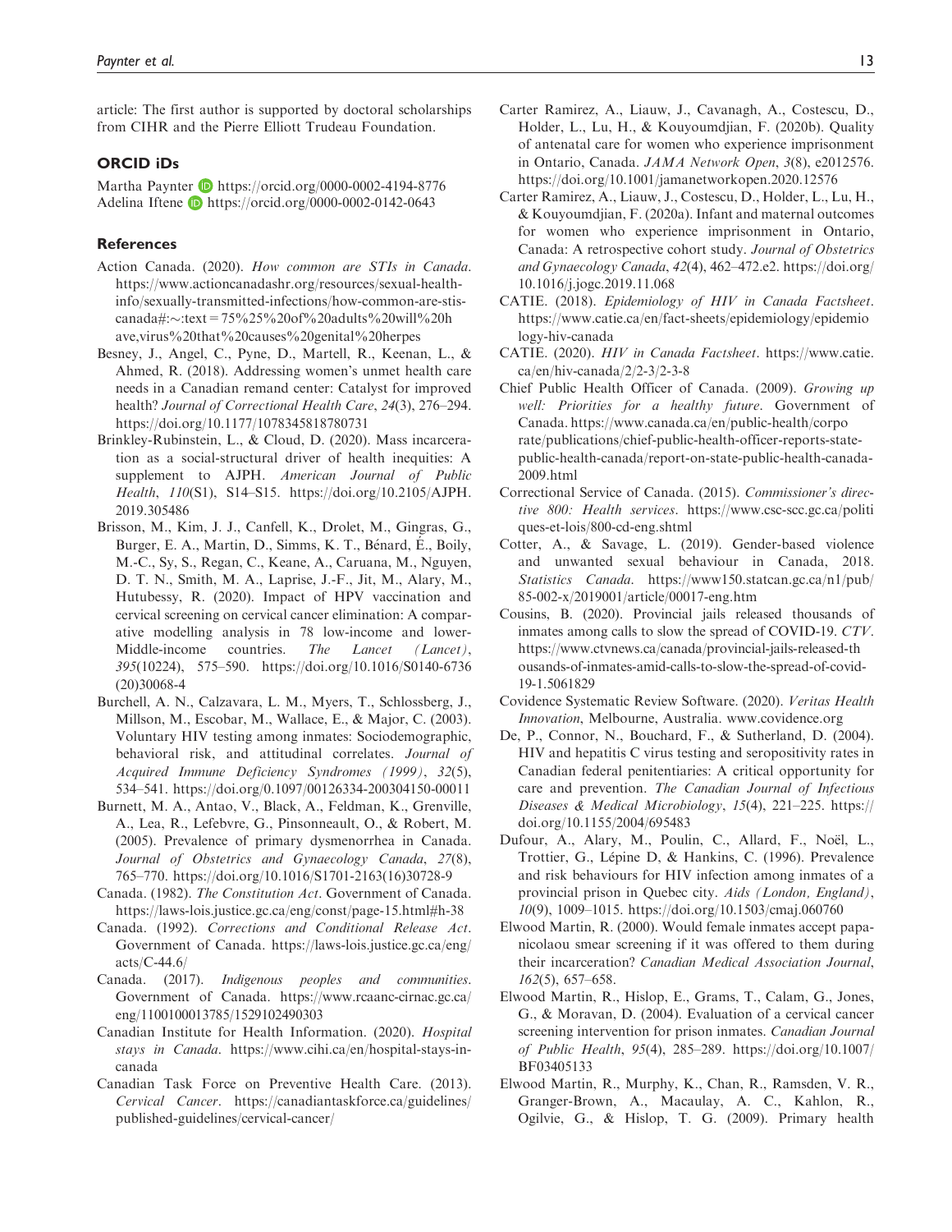article: The first author is supported by doctoral scholarships from CIHR and the Pierre Elliott Trudeau Foundation.

## ORCID iDs

Martha Paynter https://orcid.org/0000-0002-4194-8776
Adelina Iftene https://orcid.org/0000-0002-0142-0643

## References

Action Canada. (2020). *How common are STIs in Canada*. https://www.actioncanadashr.org/resources/sexual-health-info/sexually-transmitted-infections/how-common-are-stis-canada#:~:text=75%25%20of%20adults%20will%20have,virus%20that%20causes%20genital%20herpes

Besney, J., Angel, C., Pyne, D., Martell, R., Keenan, L., & Ahmed, R. (2018). Addressing women's unmet health care needs in a Canadian remand center: Catalyst for improved health? *Journal of Correctional Health Care*, *24*(3), 276–294. https://doi.org/10.1177/1078345818780731

Brinkley-Rubinstein, L., & Cloud, D. (2020). Mass incarceration as a social-structural driver of health inequities: A supplement to AJPH. *American Journal of Public Health*, *110*(S1), S14–S15. https://doi.org/10.2105/AJPH.2019.305486

Brisson, M., Kim, J. J., Canfell, K., Drolet, M., Gingras, G., Burger, E. A., Martin, D., Simms, K. T., Bénard, É., Boily, M.-C., Sy, S., Regan, C., Keane, A., Caruana, M., Nguyen, D. T. N., Smith, M. A., Laprise, J.-F., Jit, M., Alary, M., Hutubessy, R. (2020). Impact of HPV vaccination and cervical screening on cervical cancer elimination: A comparative modelling analysis in 78 low-income and lower-Middle-income countries. *The Lancet (Lancet)*, *395*(10224), 575–590. https://doi.org/10.1016/S0140-6736(20)30068-4

Burchell, A. N., Calzavara, L. M., Myers, T., Schlossberg, J., Millson, M., Escobar, M., Wallace, E., & Major, C. (2003). Voluntary HIV testing among inmates: Sociodemographic, behavioral risk, and attitudinal correlates. *Journal of Acquired Immune Deficiency Syndromes (1999)*, *32*(5), 534–541. https://doi.org/0.1097/00126334-200304150-00011

Burnett, M. A., Antao, V., Black, A., Feldman, K., Grenville, A., Lea, R., Lefebvre, G., Pinsonneault, O., & Robert, M. (2005). Prevalence of primary dysmenorrhea in Canada. *Journal of Obstetrics and Gynaecology Canada*, *27*(8), 765–770. https://doi.org/10.1016/S1701-2163(16)30728-9

Canada. (1982). *The Constitution Act*. Government of Canada. https://laws-lois.justice.gc.ca/eng/const/page-15.html#h-38

Canada. (1992). *Corrections and Conditional Release Act*. Government of Canada. https://laws-lois.justice.gc.ca/eng/acts/C-44.6/

Canada. (2017). *Indigenous peoples and communities*. Government of Canada. https://www.rcaanc-cirnac.gc.ca/eng/1100100013785/1529102490303

Canadian Institute for Health Information. (2020). *Hospital stays in Canada*. https://www.cihi.ca/en/hospital-stays-in-canada

Canadian Task Force on Preventive Health Care. (2013). *Cervical Cancer*. https://canadiantaskforce.ca/guidelines/published-guidelines/cervical-cancer/

Carter Ramirez, A., Liauw, J., Cavanagh, A., Costescu, D., Holder, L., Lu, H., & Kouyoumdjian, F. (2020b). Quality of antenatal care for women who experience imprisonment in Ontario, Canada. *JAMA Network Open*, *3*(8), e2012576. https://doi.org/10.1001/jamanetworkopen.2020.12576

Carter Ramirez, A., Liauw, J., Costescu, D., Holder, L., Lu, H., & Kouyoumdjian, F. (2020a). Infant and maternal outcomes for women who experience imprisonment in Ontario, Canada: A retrospective cohort study. *Journal of Obstetrics and Gynaecology Canada*, *42*(4), 462–472.e2. https://doi.org/10.1016/j.jogc.2019.11.068

CATIE. (2018). *Epidemiology of HIV in Canada Factsheet*. https://www.catie.ca/en/fact-sheets/epidemiology/epidemiology-hiv-canada

CATIE. (2020). *HIV in Canada Factsheet*. https://www.catie.ca/en/hiv-canada/2/2-3/2-3-8

Chief Public Health Officer of Canada. (2009). *Growing up well: Priorities for a healthy future*. Government of Canada. https://www.canada.ca/en/public-health/corporate/publications/chief-public-health-officer-reports-state-public-health-canada/report-on-state-public-health-canada-2009.html

Correctional Service of Canada. (2015). *Commissioner's directive 800: Health services*. https://www.csc-scc.gc.ca/politiques-et-lois/800-cd-eng.shtml

Cotter, A., & Savage, L. (2019). Gender-based violence and unwanted sexual behaviour in Canada, 2018. *Statistics Canada*. https://www150.statcan.gc.ca/n1/pub/85-002-x/2019001/article/00017-eng.htm

Cousins, B. (2020). Provincial jails released thousands of inmates among calls to slow the spread of COVID-19. *CTV*. https://www.ctvnews.ca/canada/provincial-jails-released-thousands-of-inmates-amid-calls-to-slow-the-spread-of-covid-19-1.5061829

Covidence Systematic Review Software. (2020). *Veritas Health Innovation*, Melbourne, Australia. www.covidence.org

De, P., Connor, N., Bouchard, F., & Sutherland, D. (2004). HIV and hepatitis C virus testing and seropositivity rates in Canadian federal penitentiaries: A critical opportunity for care and prevention. *The Canadian Journal of Infectious Diseases & Medical Microbiology*, *15*(4), 221–225. https://doi.org/10.1155/2004/695483

Dufour, A., Alary, M., Poulin, C., Allard, F., Noël, L., Trottier, G., Lépine D, & Hankins, C. (1996). Prevalence and risk behaviours for HIV infection among inmates of a provincial prison in Quebec city. *Aids (London, England)*, *10*(9), 1009–1015. https://doi.org/10.1503/cmaj.060760

Elwood Martin, R. (2000). Would female inmates accept papanicolaou smear screening if it was offered to them during their incarceration? *Canadian Medical Association Journal*, *162*(5), 657–658.

Elwood Martin, R., Hislop, E., Grams, T., Calam, G., Jones, G., & Moravan, D. (2004). Evaluation of a cervical cancer screening intervention for prison inmates. *Canadian Journal of Public Health*, *95*(4), 285–289. https://doi.org/10.1007/BF03405133

Elwood Martin, R., Murphy, K., Chan, R., Ramsden, V. R., Granger-Brown, A., Macaulay, A. C., Kahlon, R., Ogilvie, G., & Hislop, T. G. (2009). Primary health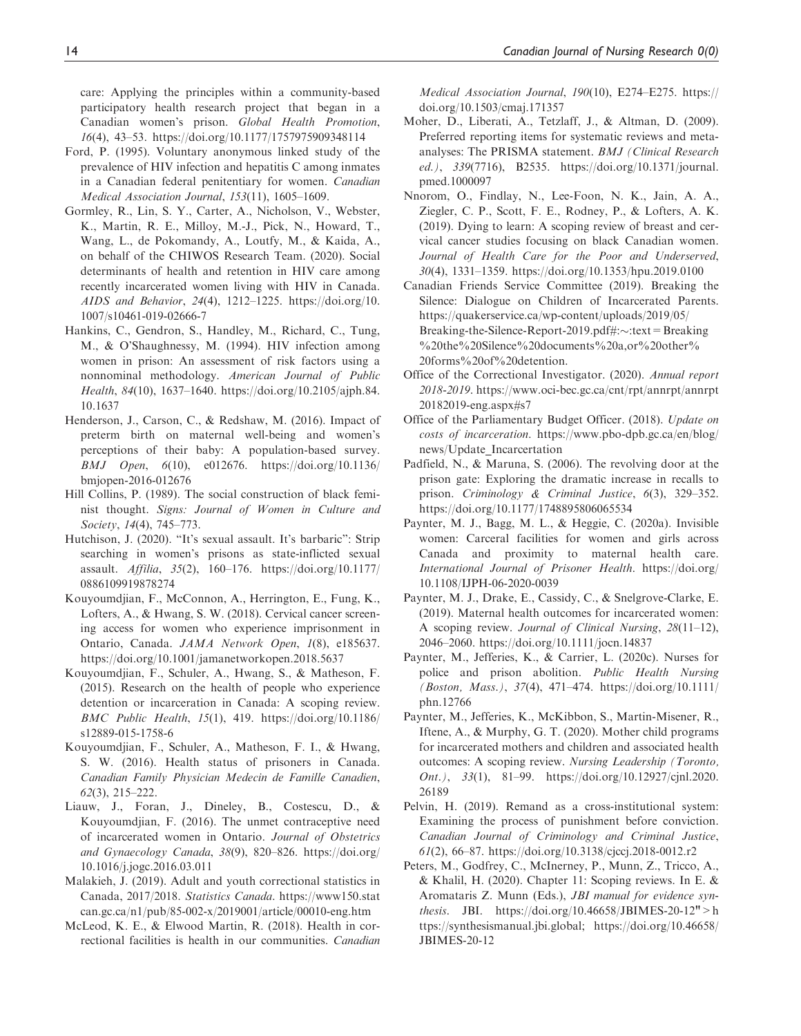care: Applying the principles within a community-based participatory health research project that began in a Canadian women's prison. *Global Health Promotion*, *16*(4), 43–53. https://doi.org/10.1177/1757975909348114

Ford, P. (1995). Voluntary anonymous linked study of the prevalence of HIV infection and hepatitis C among inmates in a Canadian federal penitentiary for women. *Canadian Medical Association Journal*, *153*(11), 1605–1609.

Gormley, R., Lin, S. Y., Carter, A., Nicholson, V., Webster, K., Martin, R. E., Milloy, M.-J., Pick, N., Howard, T., Wang, L., de Pokomandy, A., Loutfy, M., & Kaida, A., on behalf of the CHIWOS Research Team. (2020). Social determinants of health and retention in HIV care among recently incarcerated women living with HIV in Canada. *AIDS and Behavior*, *24*(4), 1212–1225. https://doi.org/10.1007/s10461-019-02666-7

Hankins, C., Gendron, S., Handley, M., Richard, C., Tung, M., & O'Shaughnessy, M. (1994). HIV infection among women in prison: An assessment of risk factors using a nonnominal methodology. *American Journal of Public Health*, *84*(10), 1637–1640. https://doi.org/10.2105/ajph.84.10.1637

Henderson, J., Carson, C., & Redshaw, M. (2016). Impact of preterm birth on maternal well-being and women's perceptions of their baby: A population-based survey. *BMJ Open*, *6*(10), e012676. https://doi.org/10.1136/bmjopen-2016-012676

Hill Collins, P. (1989). The social construction of black feminist thought. *Signs: Journal of Women in Culture and Society*, *14*(4), 745–773.

Hutchison, J. (2020). "It's sexual assault. It's barbaric": Strip searching in women's prisons as state-inflicted sexual assault. *Affilia*, *35*(2), 160–176. https://doi.org/10.1177/0886109919878274

Kouyoumdjian, F., McConnon, A., Herrington, E., Fung, K., Lofters, A., & Hwang, S. W. (2018). Cervical cancer screening access for women who experience imprisonment in Ontario, Canada. *JAMA Network Open*, *1*(8), e185637. https://doi.org/10.1001/jamanetworkopen.2018.5637

Kouyoumdjian, F., Schuler, A., Hwang, S., & Matheson, F. (2015). Research on the health of people who experience detention or incarceration in Canada: A scoping review. *BMC Public Health*, *15*(1), 419. https://doi.org/10.1186/s12889-015-1758-6

Kouyoumdjian, F., Schuler, A., Matheson, F. I., & Hwang, S. W. (2016). Health status of prisoners in Canada. *Canadian Family Physician Medecin de Famille Canadien*, *62*(3), 215–222.

Liauw, J., Foran, J., Dineley, B., Costescu, D., & Kouyoumdjian, F. (2016). The unmet contraceptive need of incarcerated women in Ontario. *Journal of Obstetrics and Gynaecology Canada*, *38*(9), 820–826. https://doi.org/10.1016/j.jogc.2016.03.011

Malakieh, J. (2019). Adult and youth correctional statistics in Canada, 2017/2018. *Statistics Canada*. https://www150.statcan.gc.ca/n1/pub/85-002-x/2019001/article/00010-eng.htm

McLeod, K. E., & Elwood Martin, R. (2018). Health in correctional facilities is health in our communities. *Canadian Medical Association Journal*, *190*(10), E274–E275. https://doi.org/10.1503/cmaj.171357

Moher, D., Liberati, A., Tetzlaff, J., & Altman, D. (2009). Preferred reporting items for systematic reviews and meta-analyses: The PRISMA statement. *BMJ (Clinical Research ed.)*, *339*(7716), B2535. https://doi.org/10.1371/journal.pmed.1000097

Nnorom, O., Findlay, N., Lee-Foon, N. K., Jain, A. A., Ziegler, C. P., Scott, F. E., Rodney, P., & Lofters, A. K. (2019). Dying to learn: A scoping review of breast and cervical cancer studies focusing on black Canadian women. *Journal of Health Care for the Poor and Underserved*, *30*(4), 1331–1359. https://doi.org/10.1353/hpu.2019.0100

Canadian Friends Service Committee (2019). Breaking the Silence: Dialogue on Children of Incarcerated Parents. https://quakerservice.ca/wp-content/uploads/2019/05/Breaking-the-Silence-Report-2019.pdf#:~:text=Breaking%20the%20Silence%20documents%20a,or%20other%20forms%20of%20detention.

Office of the Correctional Investigator. (2020). *Annual report 2018-2019*. https://www.oci-bec.gc.ca/cnt/rpt/annrpt/annrpt20182019-eng.aspx#s7

Office of the Parliamentary Budget Officer. (2018). *Update on costs of incarceration*. https://www.pbo-dpb.gc.ca/en/blog/news/Update_Incarcertation

Padfield, N., & Maruna, S. (2006). The revolving door at the prison gate: Exploring the dramatic increase in recalls to prison. *Criminology & Criminal Justice*, *6*(3), 329–352. https://doi.org/10.1177/1748895806065534

Paynter, M. J., Bagg, M. L., & Heggie, C. (2020a). Invisible women: Carceral facilities for women and girls across Canada and proximity to maternal health care. *International Journal of Prisoner Health*. https://doi.org/10.1108/IJPH-06-2020-0039

Paynter, M. J., Drake, E., Cassidy, C., & Snelgrove-Clarke, E. (2019). Maternal health outcomes for incarcerated women: A scoping review. *Journal of Clinical Nursing*, *28*(11–12), 2046–2060. https://doi.org/10.1111/jocn.14837

Paynter, M., Jefferies, K., & Carrier, L. (2020c). Nurses for police and prison abolition. *Public Health Nursing (Boston, Mass.)*, *37*(4), 471–474. https://doi.org/10.1111/phn.12766

Paynter, M., Jefferies, K., McKibbon, S., Martin-Misener, R., Iftene, A., & Murphy, G. T. (2020). Mother child programs for incarcerated mothers and children and associated health outcomes: A scoping review. *Nursing Leadership (Toronto, Ont.)*, *33*(1), 81–99. https://doi.org/10.12927/cjnl.2020.26189

Pelvin, H. (2019). Remand as a cross-institutional system: Examining the process of punishment before conviction. *Canadian Journal of Criminology and Criminal Justice*, *61*(2), 66–87. https://doi.org/10.3138/cjccj.2018-0012.r2

Peters, M., Godfrey, C., McInerney, P., Munn, Z., Tricco, A., & Khalil, H. (2020). Chapter 11: Scoping reviews. In E. & Aromataris Z. Munn (Eds.), *JBI manual for evidence synthesis*. JBI. https://doi.org/10.46658/JBIMES-20-12" > https://synthesismanual.jbi.global; https://doi.org/10.46658/JBIMES-20-12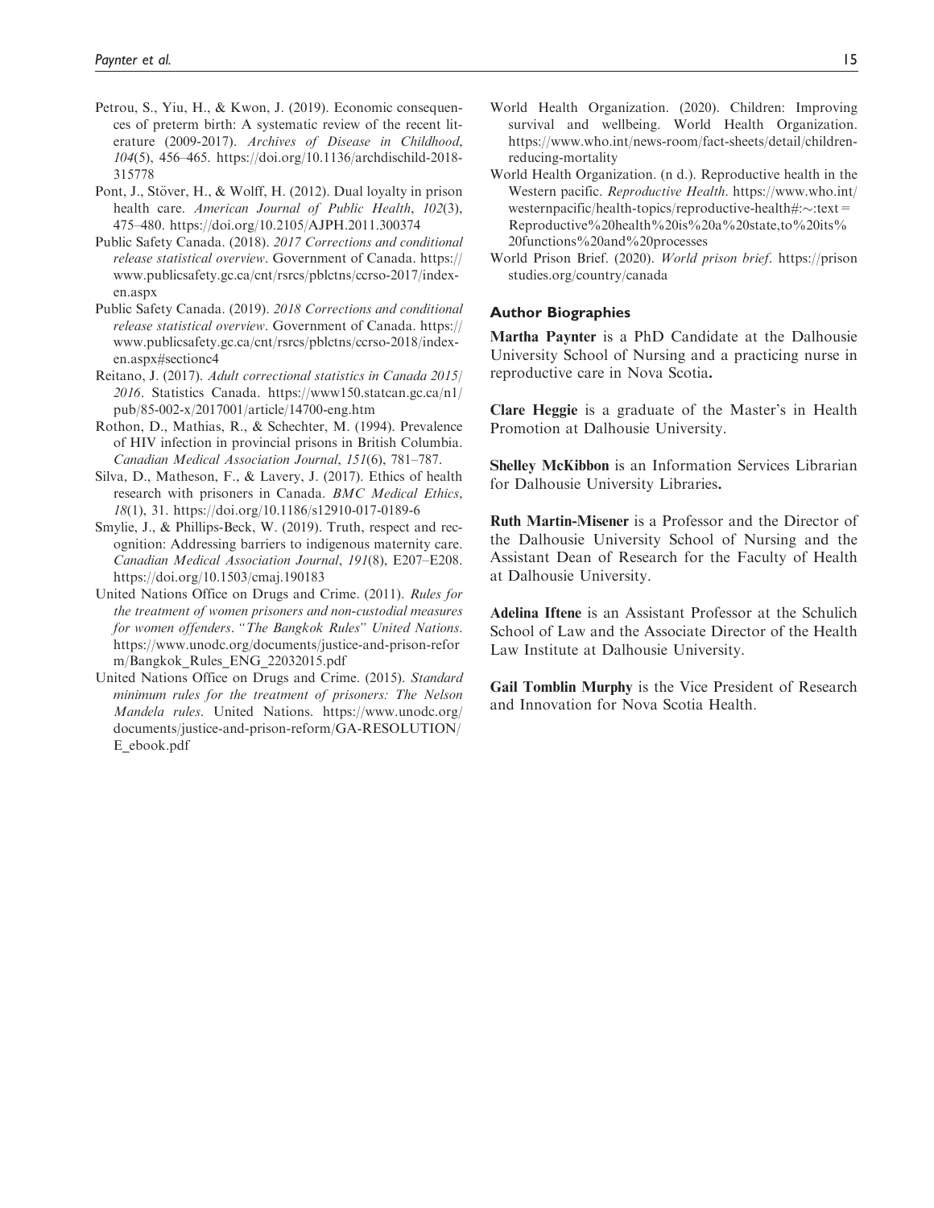Petrou, S., Yiu, H., & Kwon, J. (2019). Economic consequences of preterm birth: A systematic review of the recent literature (2009-2017). *Archives of Disease in Childhood*, *104*(5), 456–465. https://doi.org/10.1136/archdischild-2018-315778

Pont, J., Stöver, H., & Wolff, H. (2012). Dual loyalty in prison health care. *American Journal of Public Health*, *102*(3), 475–480. https://doi.org/10.2105/AJPH.2011.300374

Public Safety Canada. (2018). *2017 Corrections and conditional release statistical overview*. Government of Canada. https://www.publicsafety.gc.ca/cnt/rsrcs/pblctns/ccrso-2017/index-en.aspx

Public Safety Canada. (2019). *2018 Corrections and conditional release statistical overview*. Government of Canada. https://www.publicsafety.gc.ca/cnt/rsrcs/pblctns/ccrso-2018/index-en.aspx#sectionc4

Reitano, J. (2017). *Adult correctional statistics in Canada 2015/2016*. Statistics Canada. https://www150.statcan.gc.ca/n1/pub/85-002-x/2017001/article/14700-eng.htm

Rothon, D., Mathias, R., & Schechter, M. (1994). Prevalence of HIV infection in provincial prisons in British Columbia. *Canadian Medical Association Journal*, *151*(6), 781–787.

Silva, D., Matheson, F., & Lavery, J. (2017). Ethics of health research with prisoners in Canada. *BMC Medical Ethics*, *18*(1), 31. https://doi.org/10.1186/s12910-017-0189-6

Smylie, J., & Phillips-Beck, W. (2019). Truth, respect and recognition: Addressing barriers to indigenous maternity care. *Canadian Medical Association Journal*, *191*(8), E207–E208. https://doi.org/10.1503/cmaj.190183

United Nations Office on Drugs and Crime. (2011). *Rules for the treatment of women prisoners and non-custodial measures for women offenders. "The Bangkok Rules" United Nations*. https://www.unodc.org/documents/justice-and-prison-reform/Bangkok_Rules_ENG_22032015.pdf

United Nations Office on Drugs and Crime. (2015). *Standard minimum rules for the treatment of prisoners: The Nelson Mandela rules*. United Nations. https://www.unodc.org/documents/justice-and-prison-reform/GA-RESOLUTION/E_ebook.pdf

World Health Organization. (2020). Children: Improving survival and wellbeing. World Health Organization. https://www.who.int/news-room/fact-sheets/detail/children-reducing-mortality

World Health Organization. (n d.). Reproductive health in the Western pacific. *Reproductive Health*. https://www.who.int/westernpacific/health-topics/reproductive-health#:~:text=Reproductive%20health%20is%20a%20state,to%20its%20functions%20and%20processes

World Prison Brief. (2020). *World prison brief*. https://prisonstudies.org/country/canada

### Author Biographies

**Martha Paynter** is a PhD Candidate at the Dalhousie University School of Nursing and a practicing nurse in reproductive care in Nova Scotia.

**Clare Heggie** is a graduate of the Master's in Health Promotion at Dalhousie University.

**Shelley McKibbon** is an Information Services Librarian for Dalhousie University Libraries.

**Ruth Martin-Misener** is a Professor and the Director of the Dalhousie University School of Nursing and the Assistant Dean of Research for the Faculty of Health at Dalhousie University.

**Adelina Iftene** is an Assistant Professor at the Schulich School of Law and the Associate Director of the Health Law Institute at Dalhousie University.

**Gail Tomblin Murphy** is the Vice President of Research and Innovation for Nova Scotia Health.